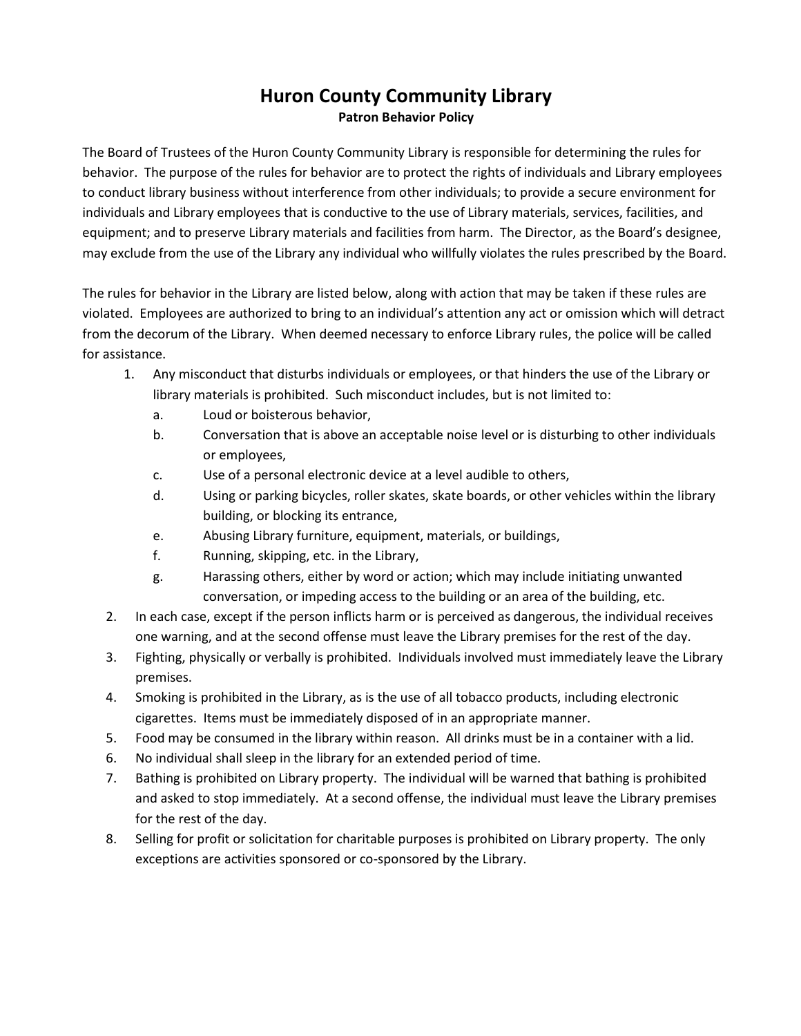# Huron County Community Library

**Patron Behavior Policy**

The Board of Trustees of the Huron County Community Library is responsible for determining the rules for behavior. The purpose of the rules for behavior are to protect the rights of individuals and Library employees to conduct library business without interference from other individuals; to provide a secure environment for individuals and Library employees that is conductive to the use of Library materials, services, facilities, and equipment; and to preserve Library materials and facilities from harm. The Director, as the Board's designee, may exclude from the use of the Library any individual who willfully violates the rules prescribed by the Board.

The rules for behavior in the Library are listed below, along with action that may be taken if these rules are violated. Employees are authorized to bring to an individual's attention any act or omission which will detract from the decorum of the Library. When deemed necessary to enforce Library rules, the police will be called for assistance.

1. Any misconduct that disturbs individuals or employees, or that hinders the use of the Library or library materials is prohibited. Such misconduct includes, but is not limited to:
   a. Loud or boisterous behavior,
   b. Conversation that is above an acceptable noise level or is disturbing to other individuals or employees,
   c. Use of a personal electronic device at a level audible to others,
   d. Using or parking bicycles, roller skates, skate boards, or other vehicles within the library building, or blocking its entrance,
   e. Abusing Library furniture, equipment, materials, or buildings,
   f. Running, skipping, etc. in the Library,
   g. Harassing others, either by word or action; which may include initiating unwanted conversation, or impeding access to the building or an area of the building, etc.
2. In each case, except if the person inflicts harm or is perceived as dangerous, the individual receives one warning, and at the second offense must leave the Library premises for the rest of the day.
3. Fighting, physically or verbally is prohibited. Individuals involved must immediately leave the Library premises.
4. Smoking is prohibited in the Library, as is the use of all tobacco products, including electronic cigarettes. Items must be immediately disposed of in an appropriate manner.
5. Food may be consumed in the library within reason. All drinks must be in a container with a lid.
6. No individual shall sleep in the library for an extended period of time.
7. Bathing is prohibited on Library property. The individual will be warned that bathing is prohibited and asked to stop immediately. At a second offense, the individual must leave the Library premises for the rest of the day.
8. Selling for profit or solicitation for charitable purposes is prohibited on Library property. The only exceptions are activities sponsored or co-sponsored by the Library.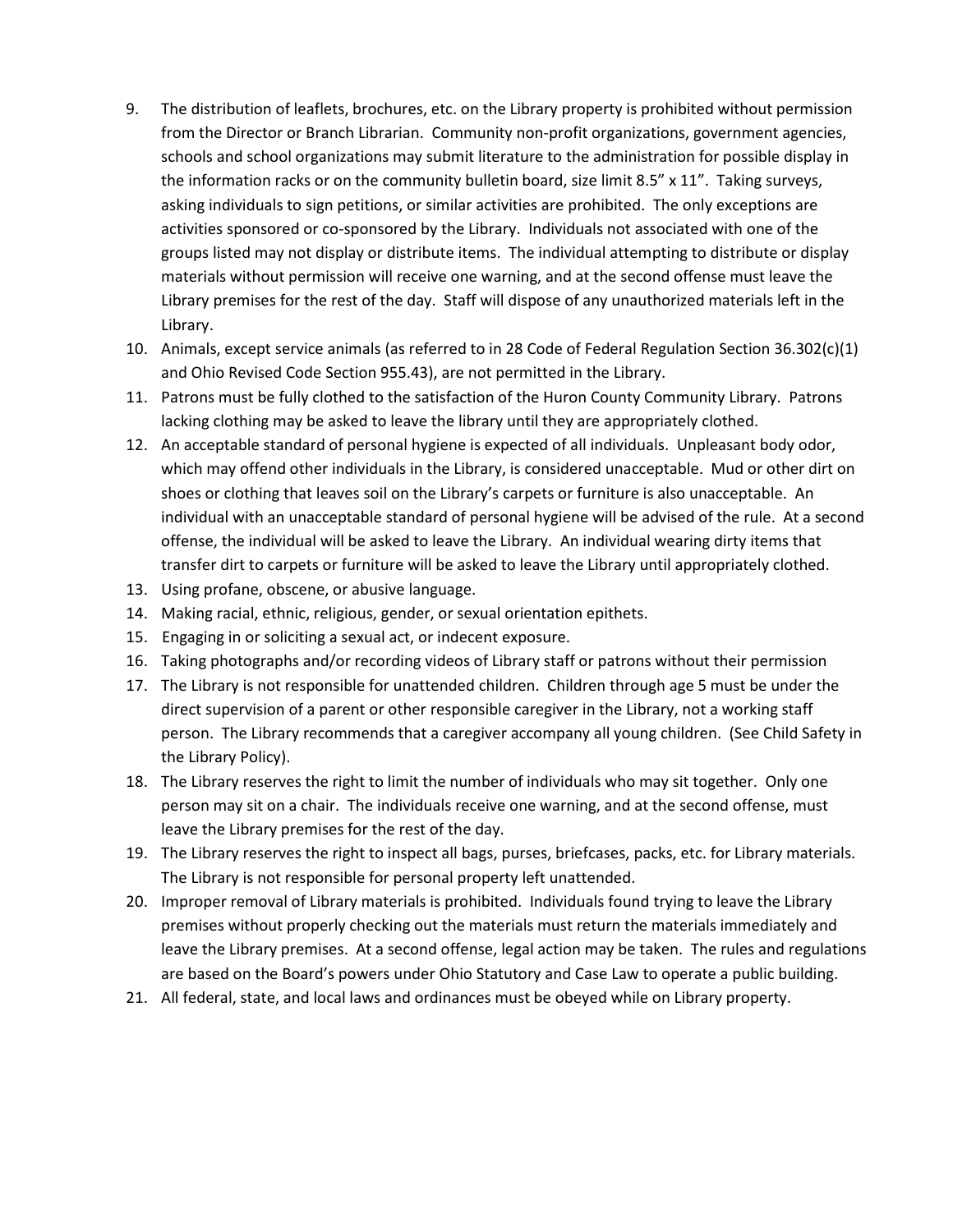9. The distribution of leaflets, brochures, etc. on the Library property is prohibited without permission from the Director or Branch Librarian. Community non-profit organizations, government agencies, schools and school organizations may submit literature to the administration for possible display in the information racks or on the community bulletin board, size limit 8.5" x 11". Taking surveys, asking individuals to sign petitions, or similar activities are prohibited. The only exceptions are activities sponsored or co-sponsored by the Library. Individuals not associated with one of the groups listed may not display or distribute items. The individual attempting to distribute or display materials without permission will receive one warning, and at the second offense must leave the Library premises for the rest of the day. Staff will dispose of any unauthorized materials left in the Library.
10. Animals, except service animals (as referred to in 28 Code of Federal Regulation Section 36.302(c)(1) and Ohio Revised Code Section 955.43), are not permitted in the Library.
11. Patrons must be fully clothed to the satisfaction of the Huron County Community Library. Patrons lacking clothing may be asked to leave the library until they are appropriately clothed.
12. An acceptable standard of personal hygiene is expected of all individuals. Unpleasant body odor, which may offend other individuals in the Library, is considered unacceptable. Mud or other dirt on shoes or clothing that leaves soil on the Library's carpets or furniture is also unacceptable. An individual with an unacceptable standard of personal hygiene will be advised of the rule. At a second offense, the individual will be asked to leave the Library. An individual wearing dirty items that transfer dirt to carpets or furniture will be asked to leave the Library until appropriately clothed.
13. Using profane, obscene, or abusive language.
14. Making racial, ethnic, religious, gender, or sexual orientation epithets.
15. Engaging in or soliciting a sexual act, or indecent exposure.
16. Taking photographs and/or recording videos of Library staff or patrons without their permission
17. The Library is not responsible for unattended children. Children through age 5 must be under the direct supervision of a parent or other responsible caregiver in the Library, not a working staff person. The Library recommends that a caregiver accompany all young children. (See Child Safety in the Library Policy).
18. The Library reserves the right to limit the number of individuals who may sit together. Only one person may sit on a chair. The individuals receive one warning, and at the second offense, must leave the Library premises for the rest of the day.
19. The Library reserves the right to inspect all bags, purses, briefcases, packs, etc. for Library materials. The Library is not responsible for personal property left unattended.
20. Improper removal of Library materials is prohibited. Individuals found trying to leave the Library premises without properly checking out the materials must return the materials immediately and leave the Library premises. At a second offense, legal action may be taken. The rules and regulations are based on the Board's powers under Ohio Statutory and Case Law to operate a public building.
21. All federal, state, and local laws and ordinances must be obeyed while on Library property.